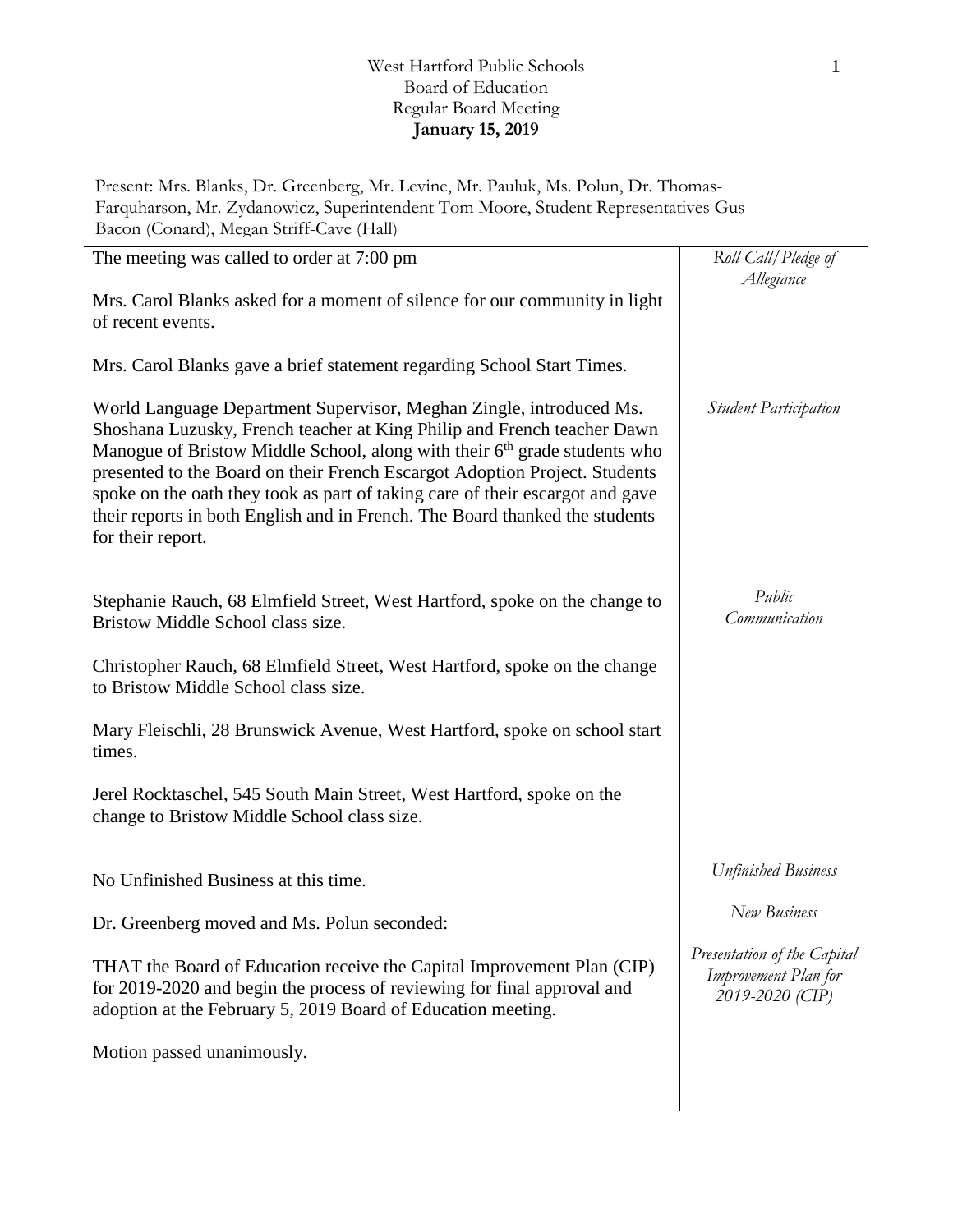West Hartford Public Schools
Board of Education
Regular Board Meeting
**January 15, 2019**

Present: Mrs. Blanks, Dr. Greenberg, Mr. Levine, Mr. Pauluk, Ms. Polun, Dr. Thomas-Farquharson, Mr. Zydanowicz, Superintendent Tom Moore, Student Representatives Gus Bacon (Conard), Megan Striff-Cave (Hall)

*Roll Call/Pledge of Allegiance*

The meeting was called to order at 7:00 pm

Mrs. Carol Blanks asked for a moment of silence for our community in light of recent events.

Mrs. Carol Blanks gave a brief statement regarding School Start Times.

*Student Participation*

World Language Department Supervisor, Meghan Zingle, introduced Ms. Shoshana Luzusky, French teacher at King Philip and French teacher Dawn Manogue of Bristow Middle School, along with their 6th grade students who presented to the Board on their French Escargot Adoption Project. Students spoke on the oath they took as part of taking care of their escargot and gave their reports in both English and in French. The Board thanked the students for their report.

*Public Communication*

Stephanie Rauch, 68 Elmfield Street, West Hartford, spoke on the change to Bristow Middle School class size.

Christopher Rauch, 68 Elmfield Street, West Hartford, spoke on the change to Bristow Middle School class size.

Mary Fleischli, 28 Brunswick Avenue, West Hartford, spoke on school start times.

Jerel Rocktaschel, 545 South Main Street, West Hartford, spoke on the change to Bristow Middle School class size.

*Unfinished Business*

No Unfinished Business at this time.

*New Business*

*Presentation of the Capital Improvement Plan for 2019-2020 (CIP)*

Dr. Greenberg moved and Ms. Polun seconded:

THAT the Board of Education receive the Capital Improvement Plan (CIP) for 2019-2020 and begin the process of reviewing for final approval and adoption at the February 5, 2019 Board of Education meeting.

Motion passed unanimously.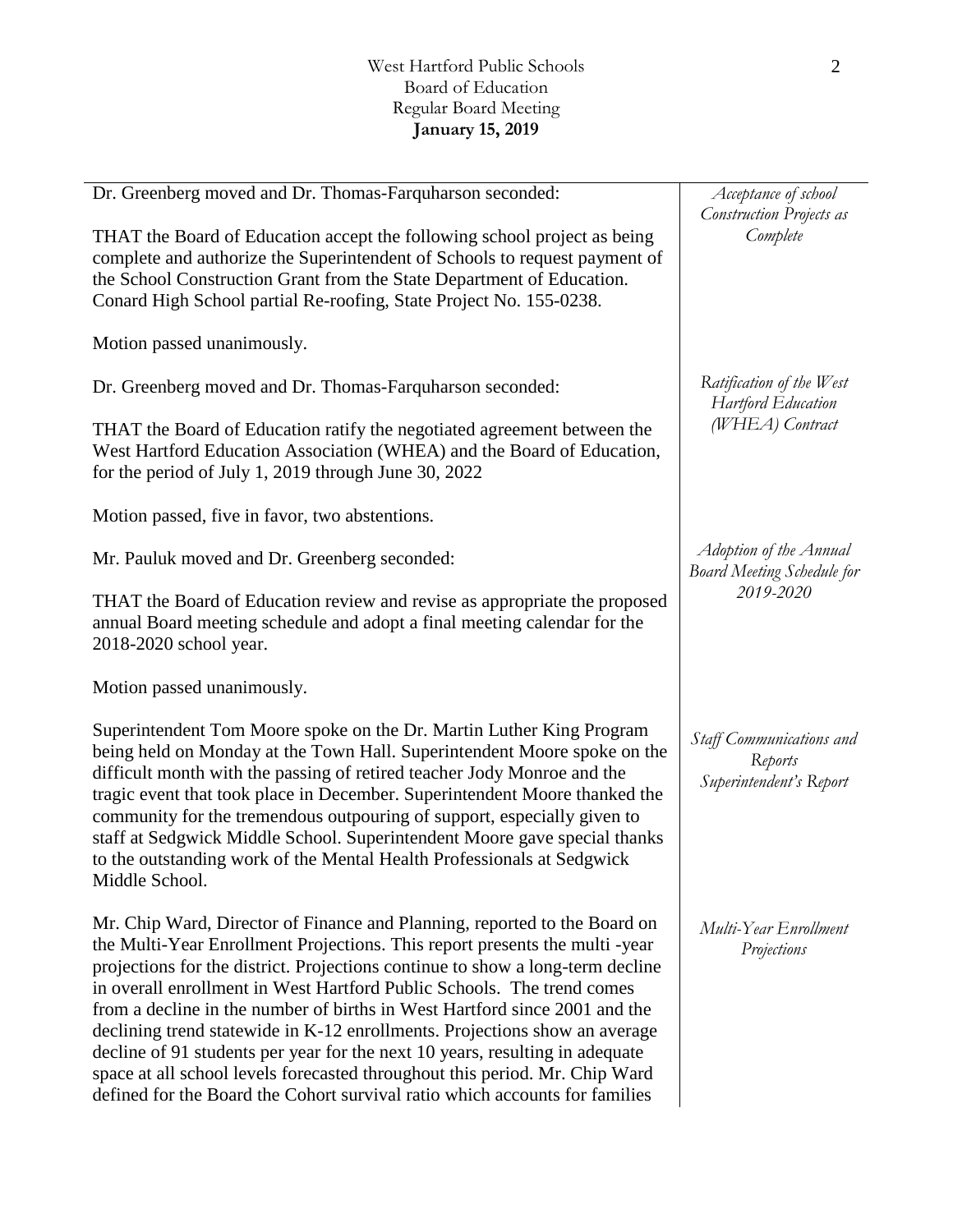*Acceptance of school Construction Projects as Complete*

Dr. Greenberg moved and Dr. Thomas-Farquharson seconded:

THAT the Board of Education accept the following school project as being complete and authorize the Superintendent of Schools to request payment of the School Construction Grant from the State Department of Education. Conard High School partial Re-roofing, State Project No. 155-0238.

Motion passed unanimously.

*Ratification of the West Hartford Education (WHEA) Contract*

Dr. Greenberg moved and Dr. Thomas-Farquharson seconded:

THAT the Board of Education ratify the negotiated agreement between the West Hartford Education Association (WHEA) and the Board of Education, for the period of July 1, 2019 through June 30, 2022

Motion passed, five in favor, two abstentions.

*Adoption of the Annual Board Meeting Schedule for 2019-2020*

Mr. Pauluk moved and Dr. Greenberg seconded:

THAT the Board of Education review and revise as appropriate the proposed annual Board meeting schedule and adopt a final meeting calendar for the 2018-2020 school year.

Motion passed unanimously.

*Staff Communications and Reports Superintendent's Report*

Superintendent Tom Moore spoke on the Dr. Martin Luther King Program being held on Monday at the Town Hall. Superintendent Moore spoke on the difficult month with the passing of retired teacher Jody Monroe and the tragic event that took place in December. Superintendent Moore thanked the community for the tremendous outpouring of support, especially given to staff at Sedgwick Middle School. Superintendent Moore gave special thanks to the outstanding work of the Mental Health Professionals at Sedgwick Middle School.

*Multi-Year Enrollment Projections*

Mr. Chip Ward, Director of Finance and Planning, reported to the Board on the Multi-Year Enrollment Projections. This report presents the multi -year projections for the district. Projections continue to show a long-term decline in overall enrollment in West Hartford Public Schools. The trend comes from a decline in the number of births in West Hartford since 2001 and the declining trend statewide in K-12 enrollments. Projections show an average decline of 91 students per year for the next 10 years, resulting in adequate space at all school levels forecasted throughout this period. Mr. Chip Ward defined for the Board the Cohort survival ratio which accounts for families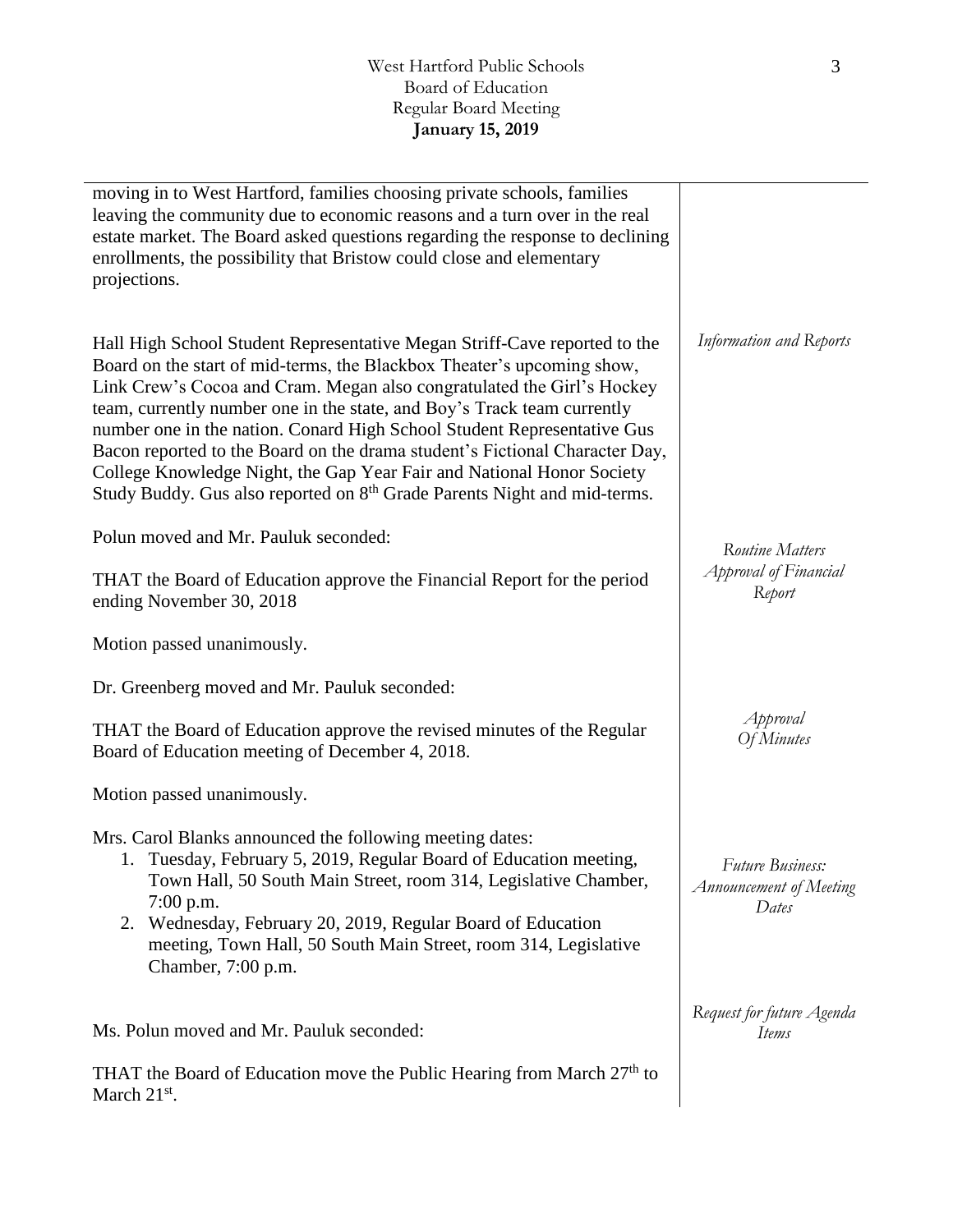moving in to West Hartford, families choosing private schools, families leaving the community due to economic reasons and a turn over in the real estate market. The Board asked questions regarding the response to declining enrollments, the possibility that Bristow could close and elementary projections.

*Information and Reports*

Hall High School Student Representative Megan Striff-Cave reported to the Board on the start of mid-terms, the Blackbox Theater's upcoming show, Link Crew's Cocoa and Cram. Megan also congratulated the Girl's Hockey team, currently number one in the state, and Boy's Track team currently number one in the nation. Conard High School Student Representative Gus Bacon reported to the Board on the drama student's Fictional Character Day, College Knowledge Night, the Gap Year Fair and National Honor Society Study Buddy. Gus also reported on 8th Grade Parents Night and mid-terms.

*Routine Matters*
*Approval of Financial Report*

Polun moved and Mr. Pauluk seconded:

THAT the Board of Education approve the Financial Report for the period ending November 30, 2018

Motion passed unanimously.

*Approval Of Minutes*

Dr. Greenberg moved and Mr. Pauluk seconded:

THAT the Board of Education approve the revised minutes of the Regular Board of Education meeting of December 4, 2018.

Motion passed unanimously.

*Future Business: Announcement of Meeting Dates*

Mrs. Carol Blanks announced the following meeting dates:

1. Tuesday, February 5, 2019, Regular Board of Education meeting, Town Hall, 50 South Main Street, room 314, Legislative Chamber, 7:00 p.m.
2. Wednesday, February 20, 2019, Regular Board of Education meeting, Town Hall, 50 South Main Street, room 314, Legislative Chamber, 7:00 p.m.

*Request for future Agenda Items*

Ms. Polun moved and Mr. Pauluk seconded:

THAT the Board of Education move the Public Hearing from March 27th to March 21st.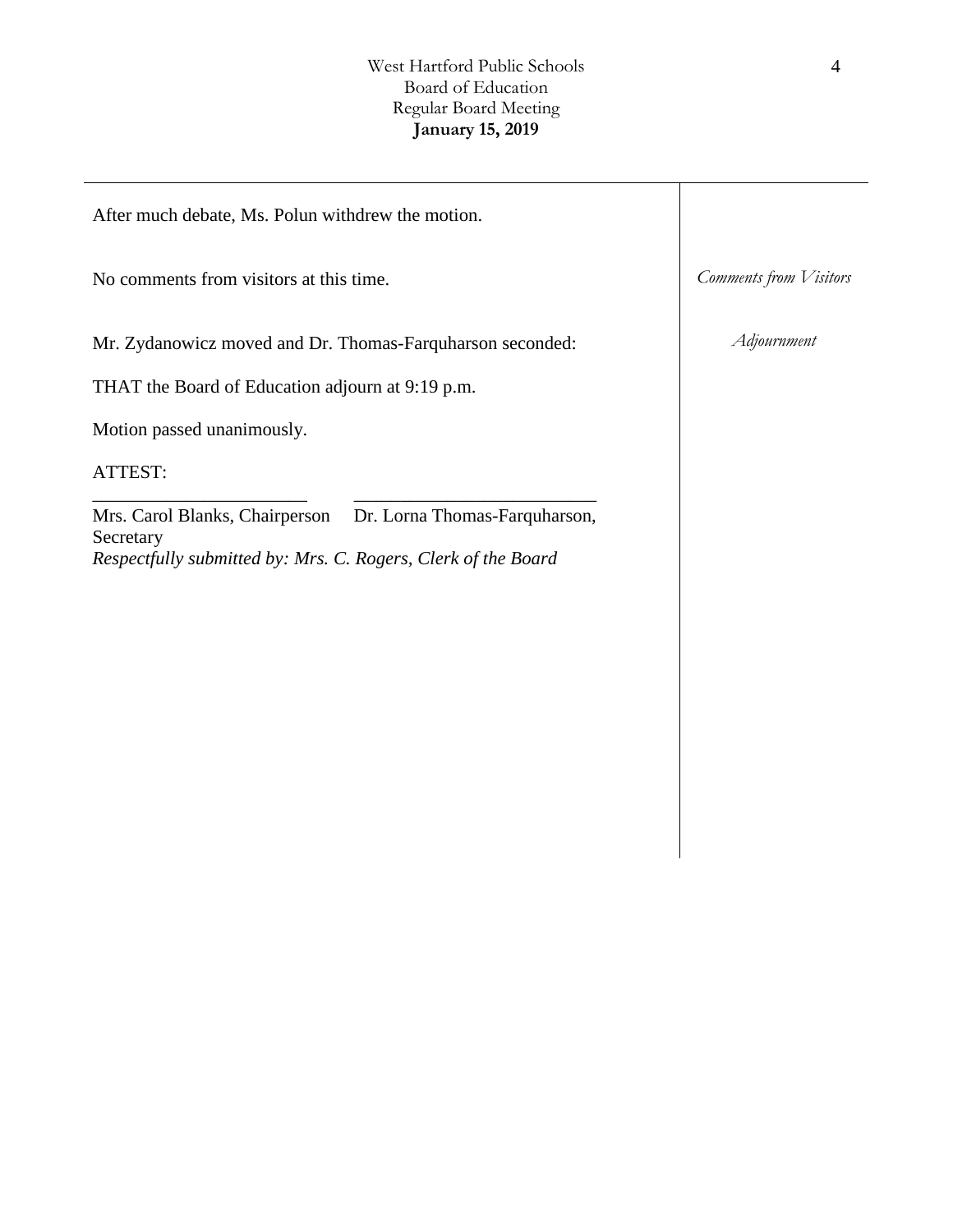After much debate, Ms. Polun withdrew the motion.

*Comments from Visitors*

No comments from visitors at this time.

*Adjournment*

Mr. Zydanowicz moved and Dr. Thomas-Farquharson seconded:

THAT the Board of Education adjourn at 9:19 p.m.

Motion passed unanimously.

ATTEST:

\_\_\_\_\_\_\_\_\_\_\_\_\_\_\_\_\_\_\_\_\_\_\_\_ \_\_\_\_\_\_\_\_\_\_\_\_\_\_\_\_\_\_\_\_\_\_\_\_\_\_\_

Mrs. Carol Blanks, Chairperson Dr. Lorna Thomas-Farquharson, Secretary

*Respectfully submitted by: Mrs. C. Rogers, Clerk of the Board*